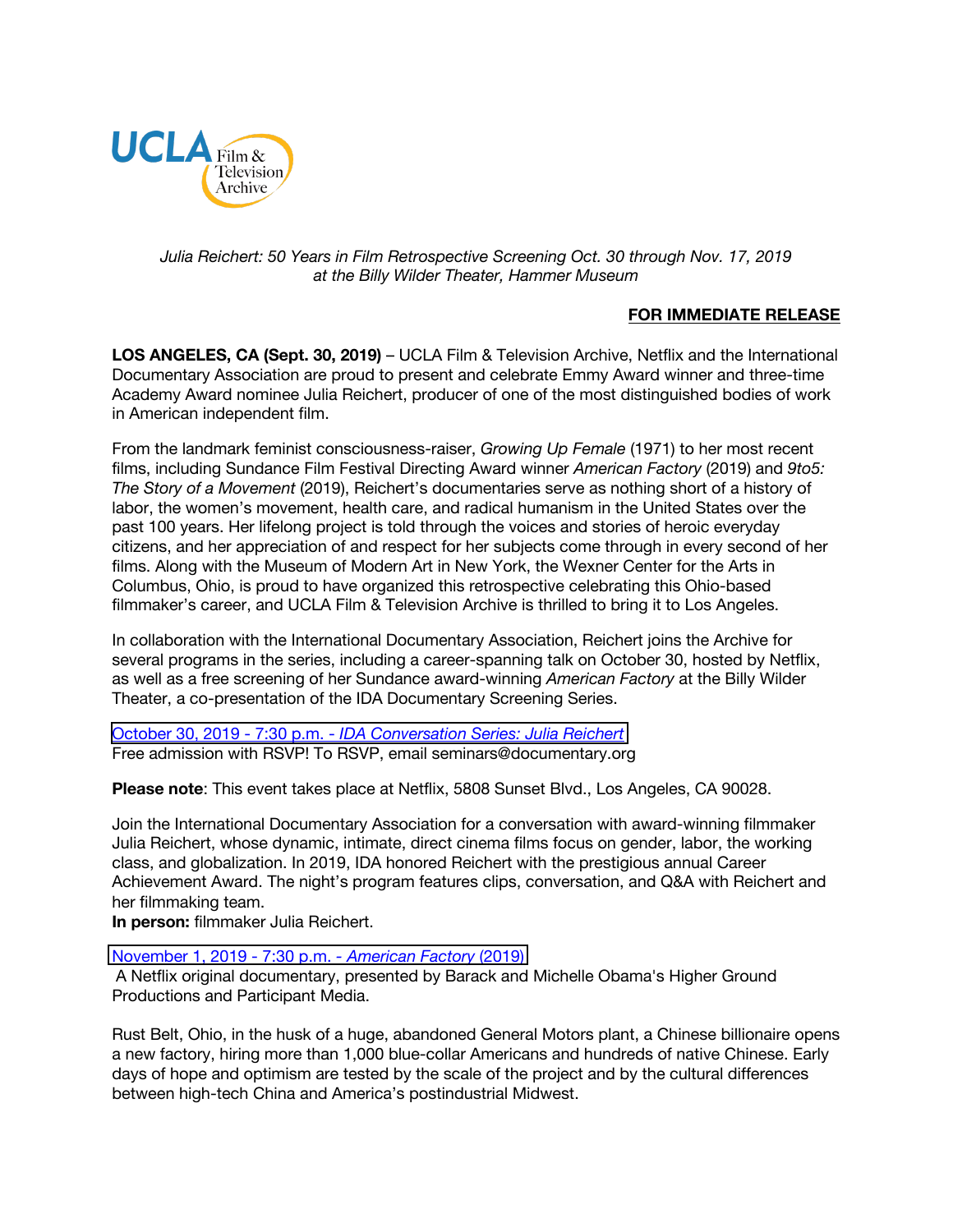UCLA Film & Television Archive

*Julia Reichert: 50 Years in Film Retrospective Screening Oct. 30 through Nov. 17, 2019 at the Billy Wilder Theater, Hammer Museum*

**FOR IMMEDIATE RELEASE**

**LOS ANGELES, CA (Sept. 30, 2019)** – UCLA Film & Television Archive, Netflix and the International Documentary Association are proud to present and celebrate Emmy Award winner and three-time Academy Award nominee Julia Reichert, producer of one of the most distinguished bodies of work in American independent film.

From the landmark feminist consciousness-raiser, *Growing Up Female* (1971) to her most recent films, including Sundance Film Festival Directing Award winner *American Factory* (2019) and *9to5: The Story of a Movement* (2019), Reichert's documentaries serve as nothing short of a history of labor, the women's movement, health care, and radical humanism in the United States over the past 100 years. Her lifelong project is told through the voices and stories of heroic everyday citizens, and her appreciation of and respect for her subjects come through in every second of her films. Along with the Museum of Modern Art in New York, the Wexner Center for the Arts in Columbus, Ohio, is proud to have organized this retrospective celebrating this Ohio-based filmmaker's career, and UCLA Film & Television Archive is thrilled to bring it to Los Angeles.

In collaboration with the International Documentary Association, Reichert joins the Archive for several programs in the series, including a career-spanning talk on October 30, hosted by Netflix, as well as a free screening of her Sundance award-winning *American Factory* at the Billy Wilder Theater, a co-presentation of the IDA Documentary Screening Series.

October 30, 2019 - 7:30 p.m. - *IDA Conversation Series: Julia Reichert*
Free admission with RSVP! To RSVP, email seminars@documentary.org

**Please note**: This event takes place at Netflix, 5808 Sunset Blvd., Los Angeles, CA 90028.

Join the International Documentary Association for a conversation with award-winning filmmaker Julia Reichert, whose dynamic, intimate, direct cinema films focus on gender, labor, the working class, and globalization. In 2019, IDA honored Reichert with the prestigious annual Career Achievement Award. The night's program features clips, conversation, and Q&A with Reichert and her filmmaking team.
**In person:** filmmaker Julia Reichert.

November 1, 2019 - 7:30 p.m. - *American Factory* (2019)
A Netflix original documentary, presented by Barack and Michelle Obama's Higher Ground Productions and Participant Media.

Rust Belt, Ohio, in the husk of a huge, abandoned General Motors plant, a Chinese billionaire opens a new factory, hiring more than 1,000 blue-collar Americans and hundreds of native Chinese. Early days of hope and optimism are tested by the scale of the project and by the cultural differences between high-tech China and America's postindustrial Midwest.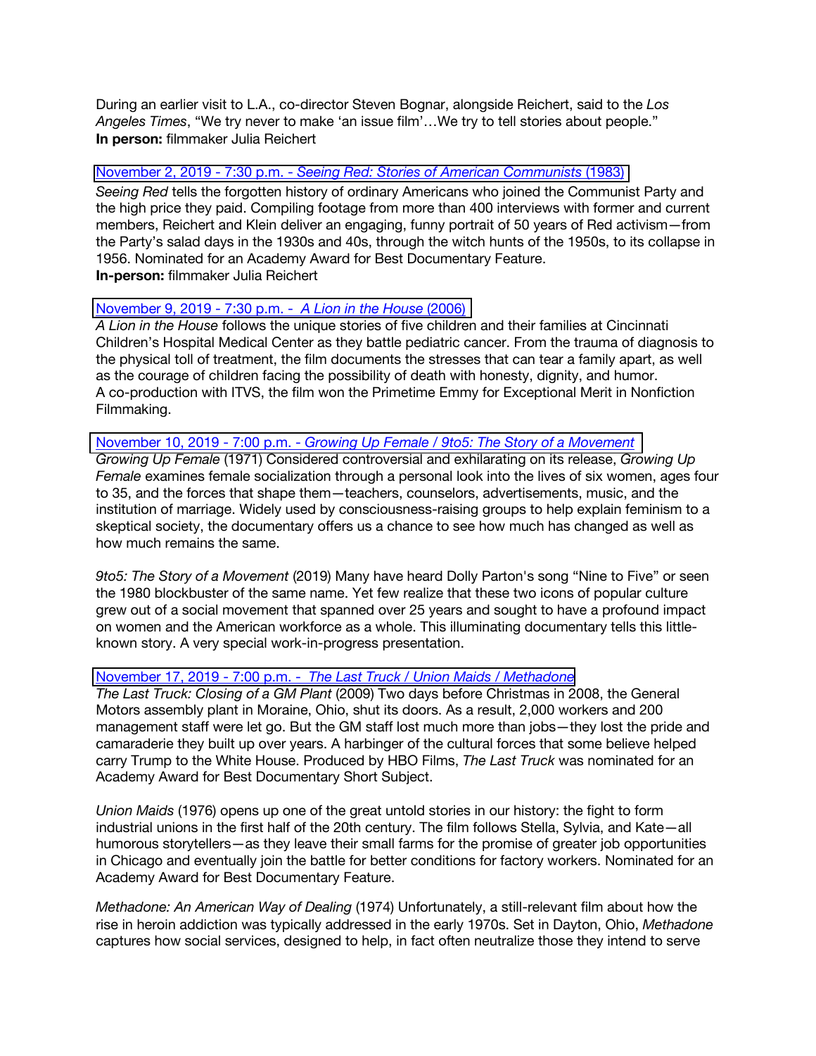During an earlier visit to L.A., co-director Steven Bognar, alongside Reichert, said to the *Los Angeles Times*, "We try never to make 'an issue film'…We try to tell stories about people."
**In person:** filmmaker Julia Reichert

November 2, 2019 - 7:30 p.m. - *Seeing Red: Stories of American Communists* (1983)
*Seeing Red* tells the forgotten history of ordinary Americans who joined the Communist Party and the high price they paid. Compiling footage from more than 400 interviews with former and current members, Reichert and Klein deliver an engaging, funny portrait of 50 years of Red activism—from the Party's salad days in the 1930s and 40s, through the witch hunts of the 1950s, to its collapse in 1956. Nominated for an Academy Award for Best Documentary Feature.
**In-person:** filmmaker Julia Reichert

November 9, 2019 - 7:30 p.m. - *A Lion in the House* (2006)
*A Lion in the House* follows the unique stories of five children and their families at Cincinnati Children's Hospital Medical Center as they battle pediatric cancer. From the trauma of diagnosis to the physical toll of treatment, the film documents the stresses that can tear a family apart, as well as the courage of children facing the possibility of death with honesty, dignity, and humor. A co-production with ITVS, the film won the Primetime Emmy for Exceptional Merit in Nonfiction Filmmaking.

November 10, 2019 - 7:00 p.m. - *Growing Up Female / 9to5: The Story of a Movement*
*Growing Up Female* (1971) Considered controversial and exhilarating on its release, *Growing Up Female* examines female socialization through a personal look into the lives of six women, ages four to 35, and the forces that shape them—teachers, counselors, advertisements, music, and the institution of marriage. Widely used by consciousness-raising groups to help explain feminism to a skeptical society, the documentary offers us a chance to see how much has changed as well as how much remains the same.

*9to5: The Story of a Movement* (2019) Many have heard Dolly Parton's song "Nine to Five" or seen the 1980 blockbuster of the same name. Yet few realize that these two icons of popular culture grew out of a social movement that spanned over 25 years and sought to have a profound impact on women and the American workforce as a whole. This illuminating documentary tells this little-known story. A very special work-in-progress presentation.

November 17, 2019 - 7:00 p.m. - *The Last Truck / Union Maids / Methadone*
*The Last Truck: Closing of a GM Plant* (2009) Two days before Christmas in 2008, the General Motors assembly plant in Moraine, Ohio, shut its doors. As a result, 2,000 workers and 200 management staff were let go. But the GM staff lost much more than jobs—they lost the pride and camaraderie they built up over years. A harbinger of the cultural forces that some believe helped carry Trump to the White House. Produced by HBO Films, *The Last Truck* was nominated for an Academy Award for Best Documentary Short Subject.

*Union Maids* (1976) opens up one of the great untold stories in our history: the fight to form industrial unions in the first half of the 20th century. The film follows Stella, Sylvia, and Kate—all humorous storytellers—as they leave their small farms for the promise of greater job opportunities in Chicago and eventually join the battle for better conditions for factory workers. Nominated for an Academy Award for Best Documentary Feature.

*Methadone: An American Way of Dealing* (1974) Unfortunately, a still-relevant film about how the rise in heroin addiction was typically addressed in the early 1970s. Set in Dayton, Ohio, *Methadone* captures how social services, designed to help, in fact often neutralize those they intend to serve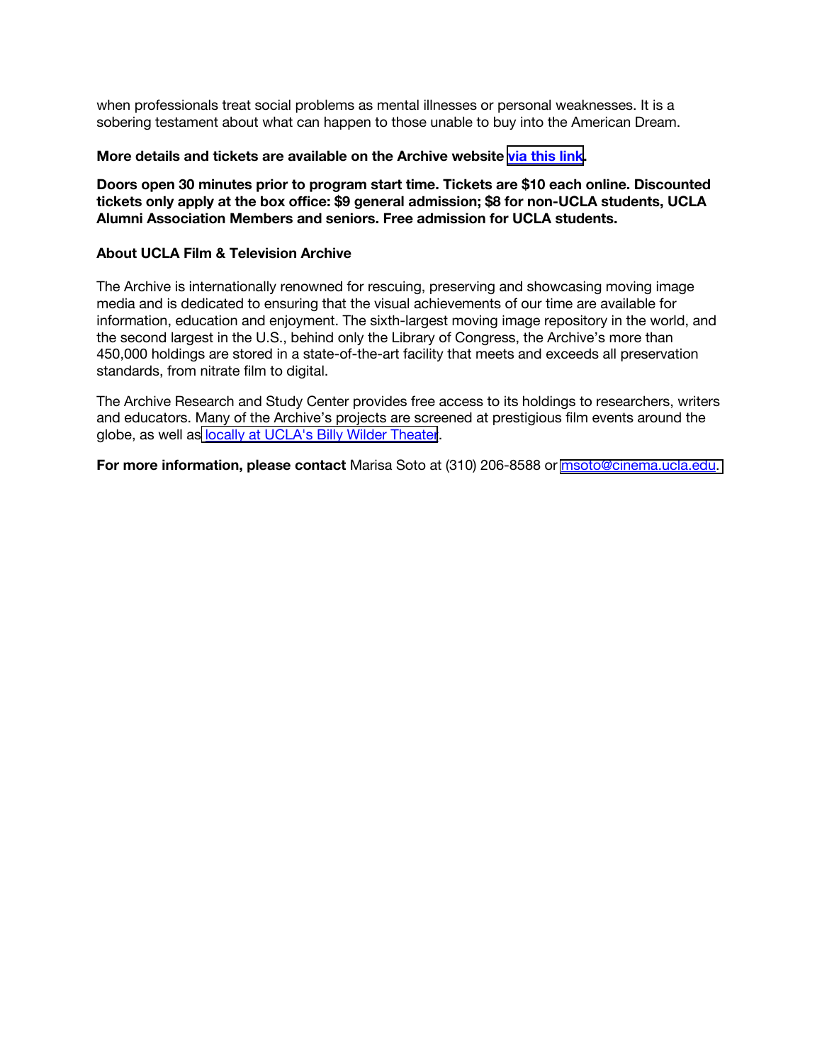when professionals treat social problems as mental illnesses or personal weaknesses. It is a sobering testament about what can happen to those unable to buy into the American Dream.

**More details and tickets are available on the Archive website via this link.**

**Doors open 30 minutes prior to program start time. Tickets are $10 each online. Discounted tickets only apply at the box office: $9 general admission; $8 for non-UCLA students, UCLA Alumni Association Members and seniors. Free admission for UCLA students.**

**About UCLA Film & Television Archive**

The Archive is internationally renowned for rescuing, preserving and showcasing moving image media and is dedicated to ensuring that the visual achievements of our time are available for information, education and enjoyment. The sixth-largest moving image repository in the world, and the second largest in the U.S., behind only the Library of Congress, the Archive's more than 450,000 holdings are stored in a state-of-the-art facility that meets and exceeds all preservation standards, from nitrate film to digital.

The Archive Research and Study Center provides free access to its holdings to researchers, writers and educators. Many of the Archive's projects are screened at prestigious film events around the globe, as well as locally at UCLA's Billy Wilder Theater.

**For more information, please contact** Marisa Soto at (310) 206-8588 or msoto@cinema.ucla.edu.